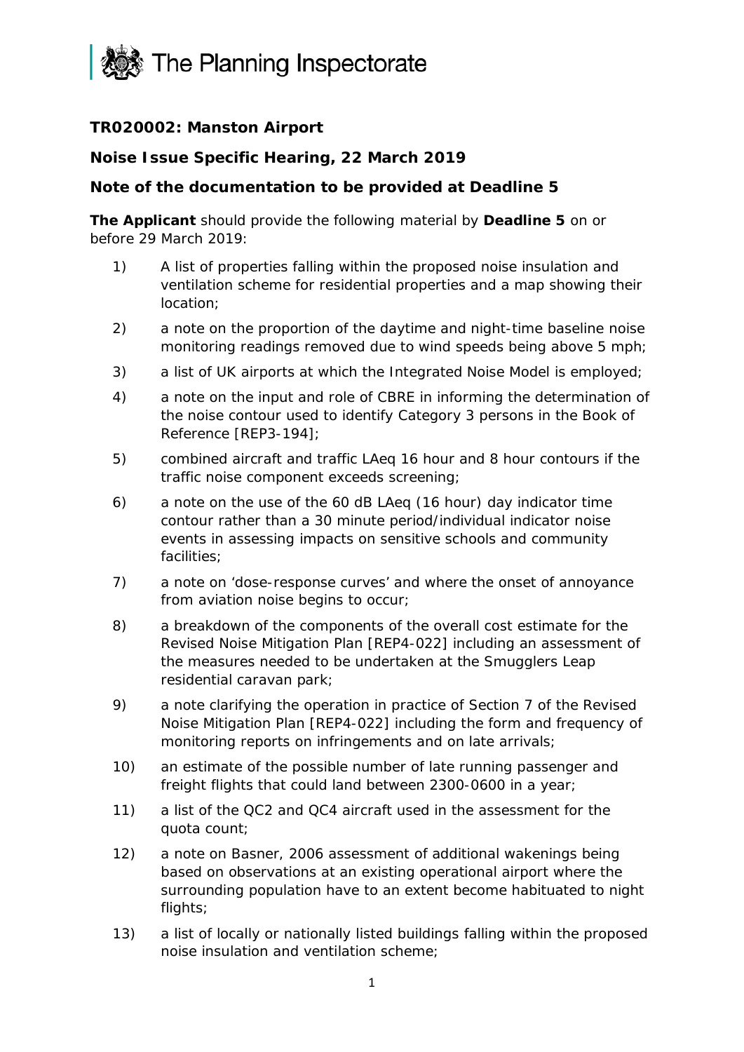The Planning Inspectorate

**TR020002: Manston Airport**

**Noise Issue Specific Hearing, 22 March 2019**

**Note of the documentation to be provided at Deadline 5**

**The Applicant** should provide the following material by **Deadline 5** on or before 29 March 2019:

1) A list of properties falling within the proposed noise insulation and ventilation scheme for residential properties and a map showing their location;

2) a note on the proportion of the daytime and night-time baseline noise monitoring readings removed due to wind speeds being above 5 mph;

3) a list of UK airports at which the Integrated Noise Model is employed;

4) a note on the input and role of CBRE in informing the determination of the noise contour used to identify Category 3 persons in the Book of Reference [REP3-194];

5) combined aircraft and traffic LAeq 16 hour and 8 hour contours if the traffic noise component exceeds screening;

6) a note on the use of the 60 dB LAeq (16 hour) day indicator time contour rather than a 30 minute period/individual indicator noise events in assessing impacts on sensitive schools and community facilities;

7) a note on 'dose-response curves' and where the onset of annoyance from aviation noise begins to occur;

8) a breakdown of the components of the overall cost estimate for the Revised Noise Mitigation Plan [REP4-022] including an assessment of the measures needed to be undertaken at the Smugglers Leap residential caravan park;

9) a note clarifying the operation in practice of Section 7 of the Revised Noise Mitigation Plan [REP4-022] including the form and frequency of monitoring reports on infringements and on late arrivals;

10) an estimate of the possible number of late running passenger and freight flights that could land between 2300-0600 in a year;

11) a list of the QC2 and QC4 aircraft used in the assessment for the quota count;

12) a note on Basner, 2006 assessment of additional wakenings being based on observations at an existing operational airport where the surrounding population have to an extent become habituated to night flights;

13) a list of locally or nationally listed buildings falling within the proposed noise insulation and ventilation scheme;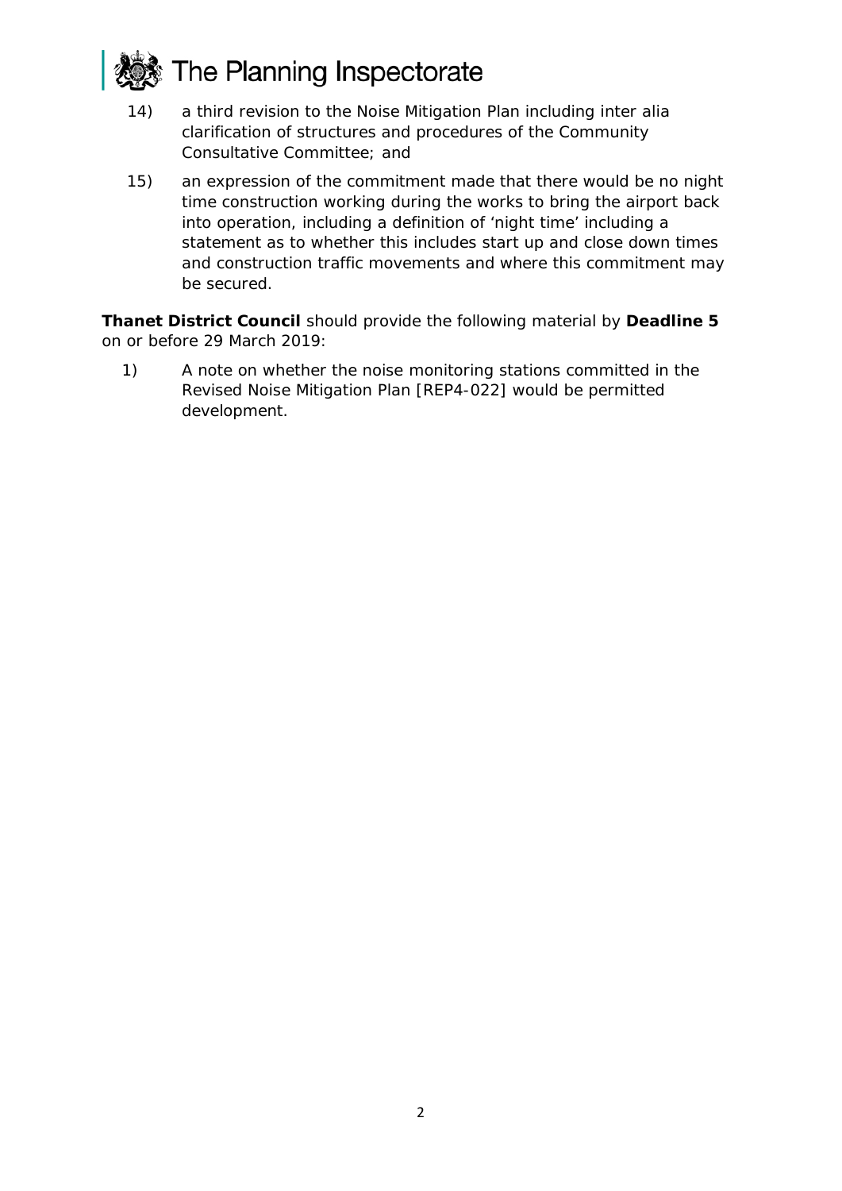14) a third revision to the Noise Mitigation Plan including inter alia clarification of structures and procedures of the Community Consultative Committee; and

15) an expression of the commitment made that there would be no night time construction working during the works to bring the airport back into operation, including a definition of 'night time' including a statement as to whether this includes start up and close down times and construction traffic movements and where this commitment may be secured.

**Thanet District Council** should provide the following material by **Deadline 5** on or before 29 March 2019:

1) A note on whether the noise monitoring stations committed in the Revised Noise Mitigation Plan [REP4-022] would be permitted development.